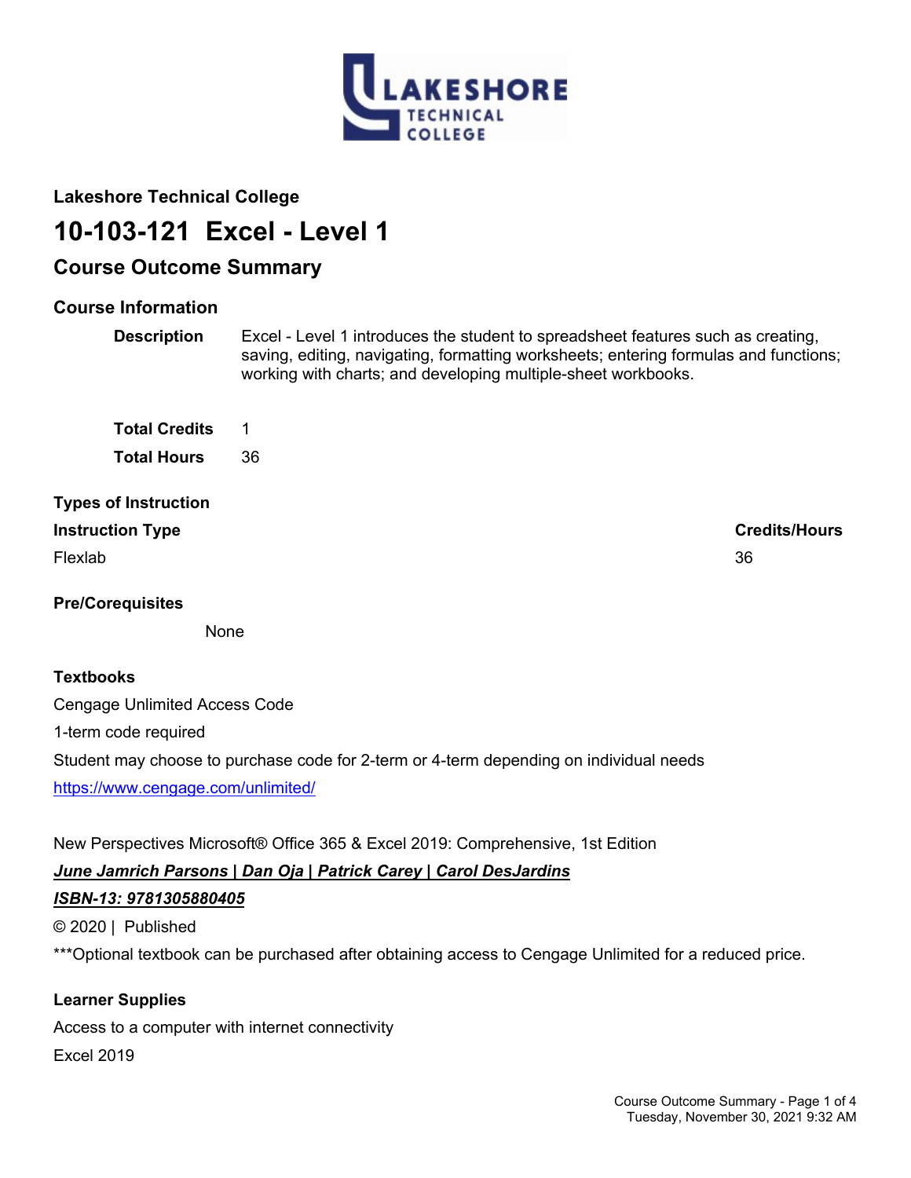**Lakeshore Technical College**

# 10-103-121 Excel - Level 1

## Course Outcome Summary

### Course Information

**Description** Excel - Level 1 introduces the student to spreadsheet features such as creating, saving, editing, navigating, formatting worksheets; entering formulas and functions; working with charts; and developing multiple-sheet workbooks.

**Total Credits** 1

**Total Hours** 36

### Types of Instruction

| Instruction Type | Credits/Hours |
| --- | --- |
| Flexlab | 36 |

### Pre/Corequisites

None

### Textbooks

Cengage Unlimited Access Code

1-term code required

Student may choose to purchase code for 2-term or 4-term depending on individual needs

https://www.cengage.com/unlimited/

New Perspectives Microsoft® Office 365 & Excel 2019: Comprehensive, 1st Edition

***June Jamrich Parsons | Dan Oja | Patrick Carey | Carol DesJardins***

***ISBN-13: 9781305880405***

© 2020 | Published

***Optional textbook can be purchased after obtaining access to Cengage Unlimited for a reduced price.

### Learner Supplies

Access to a computer with internet connectivity

Excel 2019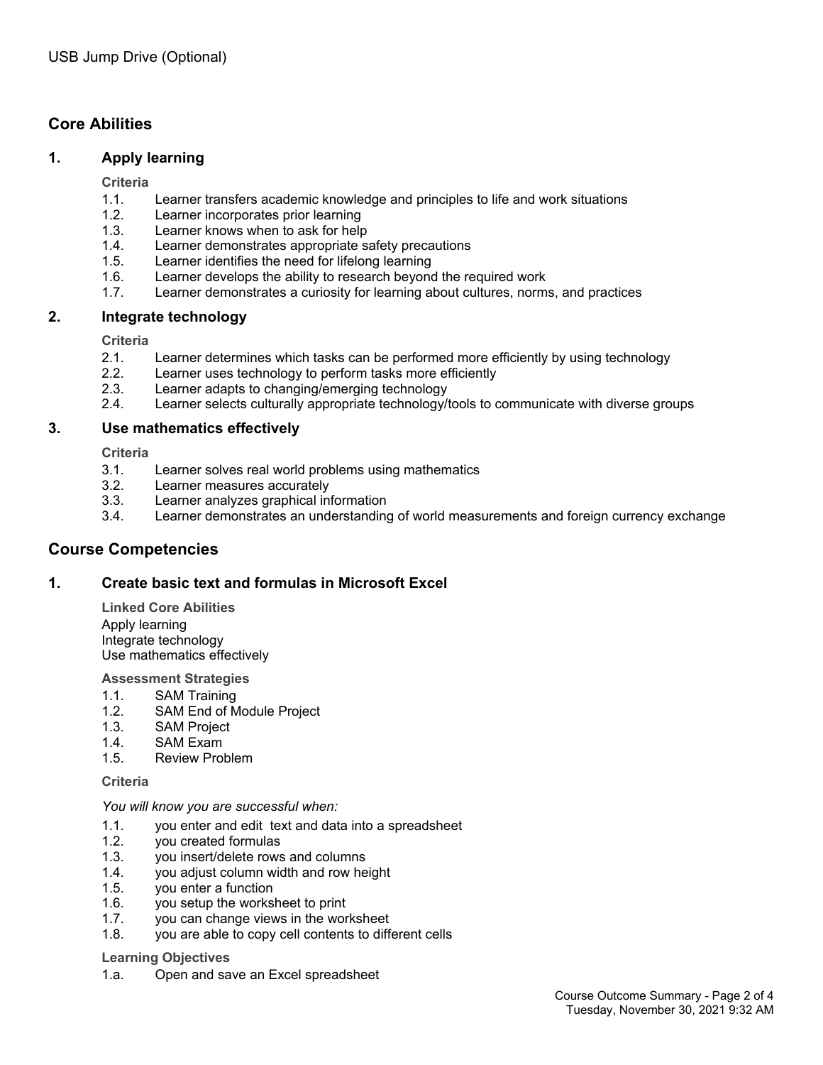USB Jump Drive (Optional)

## Core Abilities

### 1. Apply learning

**Criteria**

1.1. Learner transfers academic knowledge and principles to life and work situations
1.2. Learner incorporates prior learning
1.3. Learner knows when to ask for help
1.4. Learner demonstrates appropriate safety precautions
1.5. Learner identifies the need for lifelong learning
1.6. Learner develops the ability to research beyond the required work
1.7. Learner demonstrates a curiosity for learning about cultures, norms, and practices

### 2. Integrate technology

**Criteria**

2.1. Learner determines which tasks can be performed more efficiently by using technology
2.2. Learner uses technology to perform tasks more efficiently
2.3. Learner adapts to changing/emerging technology
2.4. Learner selects culturally appropriate technology/tools to communicate with diverse groups

### 3. Use mathematics effectively

**Criteria**

3.1. Learner solves real world problems using mathematics
3.2. Learner measures accurately
3.3. Learner analyzes graphical information
3.4. Learner demonstrates an understanding of world measurements and foreign currency exchange

## Course Competencies

### 1. Create basic text and formulas in Microsoft Excel

**Linked Core Abilities**

Apply learning
Integrate technology
Use mathematics effectively

**Assessment Strategies**

1.1. SAM Training
1.2. SAM End of Module Project
1.3. SAM Project
1.4. SAM Exam
1.5. Review Problem

**Criteria**

*You will know you are successful when:*

1.1. you enter and edit text and data into a spreadsheet
1.2. you created formulas
1.3. you insert/delete rows and columns
1.4. you adjust column width and row height
1.5. you enter a function
1.6. you setup the worksheet to print
1.7. you can change views in the worksheet
1.8. you are able to copy cell contents to different cells

**Learning Objectives**

1.a. Open and save an Excel spreadsheet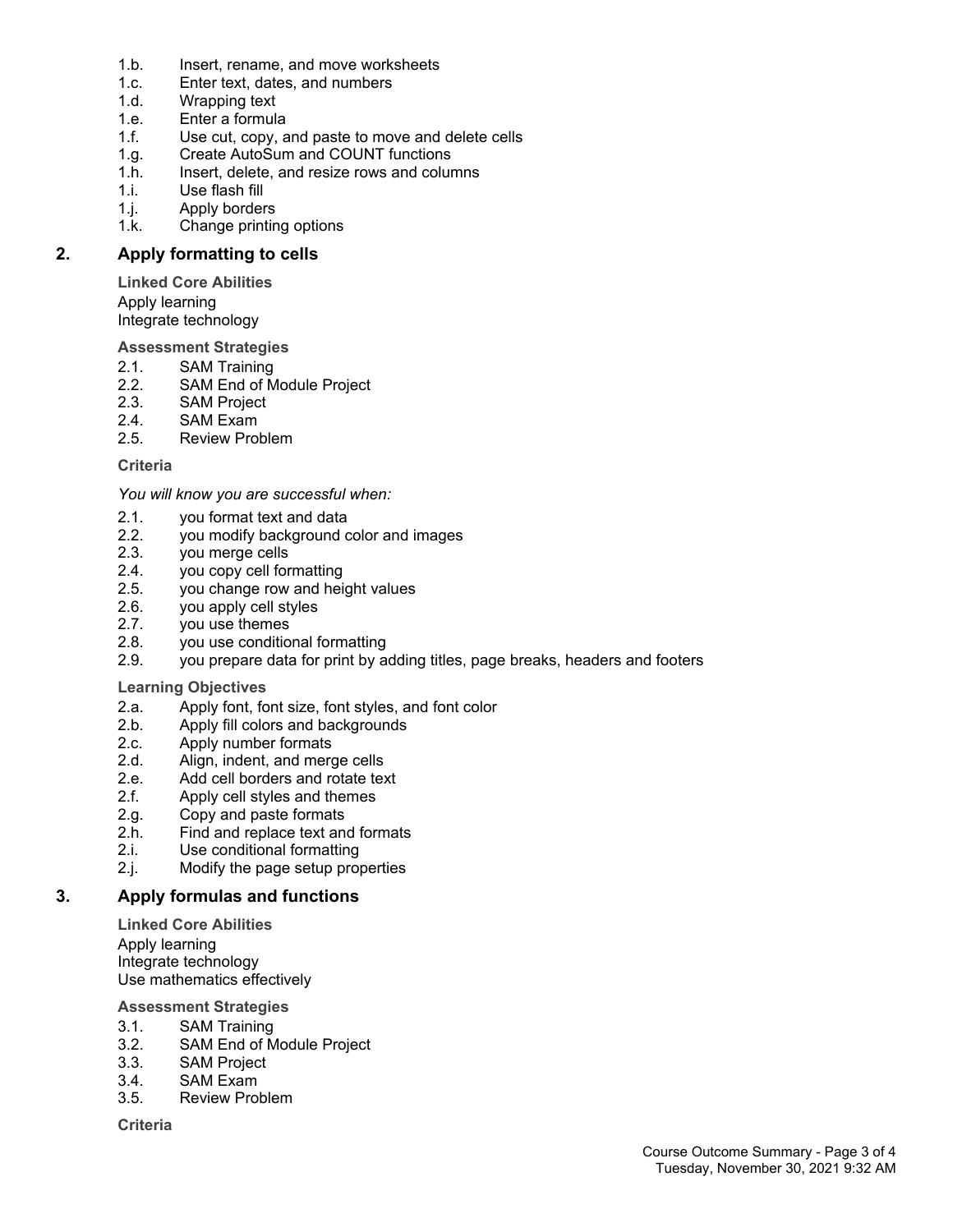1.b. Insert, rename, and move worksheets
1.c. Enter text, dates, and numbers
1.d. Wrapping text
1.e. Enter a formula
1.f. Use cut, copy, and paste to move and delete cells
1.g. Create AutoSum and COUNT functions
1.h. Insert, delete, and resize rows and columns
1.i. Use flash fill
1.j. Apply borders
1.k. Change printing options

## 2. Apply formatting to cells

**Linked Core Abilities**

Apply learning
Integrate technology

**Assessment Strategies**

2.1. SAM Training
2.2. SAM End of Module Project
2.3. SAM Project
2.4. SAM Exam
2.5. Review Problem

**Criteria**

*You will know you are successful when:*

2.1. you format text and data
2.2. you modify background color and images
2.3. you merge cells
2.4. you copy cell formatting
2.5. you change row and height values
2.6. you apply cell styles
2.7. you use themes
2.8. you use conditional formatting
2.9. you prepare data for print by adding titles, page breaks, headers and footers

**Learning Objectives**

2.a. Apply font, font size, font styles, and font color
2.b. Apply fill colors and backgrounds
2.c. Apply number formats
2.d. Align, indent, and merge cells
2.e. Add cell borders and rotate text
2.f. Apply cell styles and themes
2.g. Copy and paste formats
2.h. Find and replace text and formats
2.i. Use conditional formatting
2.j. Modify the page setup properties

## 3. Apply formulas and functions

**Linked Core Abilities**

Apply learning
Integrate technology
Use mathematics effectively

**Assessment Strategies**

3.1. SAM Training
3.2. SAM End of Module Project
3.3. SAM Project
3.4. SAM Exam
3.5. Review Problem

**Criteria**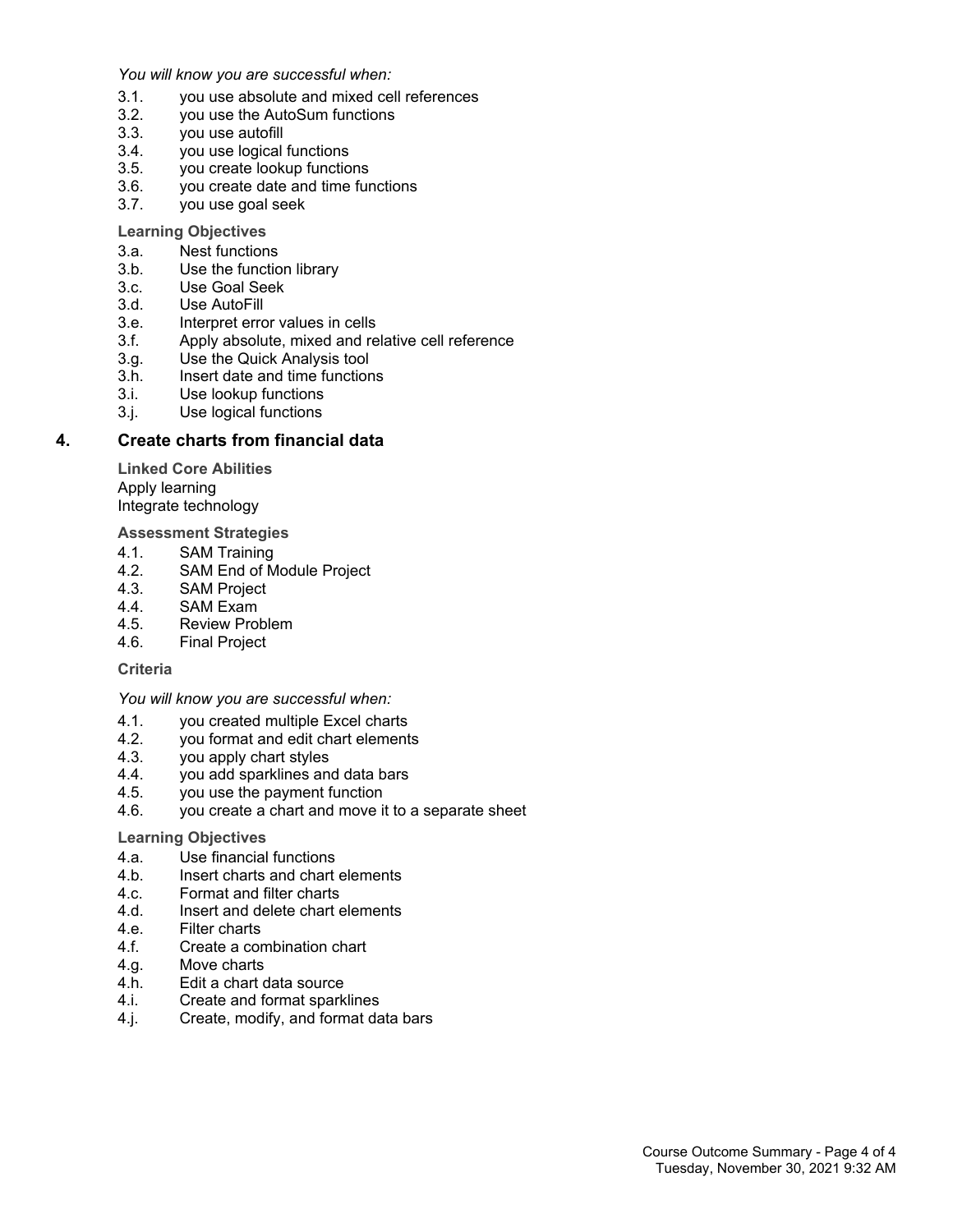*You will know you are successful when:*

3.1. you use absolute and mixed cell references
3.2. you use the AutoSum functions
3.3. you use autofill
3.4. you use logical functions
3.5. you create lookup functions
3.6. you create date and time functions
3.7. you use goal seek

**Learning Objectives**

3.a. Nest functions
3.b. Use the function library
3.c. Use Goal Seek
3.d. Use AutoFill
3.e. Interpret error values in cells
3.f. Apply absolute, mixed and relative cell reference
3.g. Use the Quick Analysis tool
3.h. Insert date and time functions
3.i. Use lookup functions
3.j. Use logical functions

## 4. Create charts from financial data

**Linked Core Abilities**

Apply learning
Integrate technology

**Assessment Strategies**

4.1. SAM Training
4.2. SAM End of Module Project
4.3. SAM Project
4.4. SAM Exam
4.5. Review Problem
4.6. Final Project

**Criteria**

*You will know you are successful when:*

4.1. you created multiple Excel charts
4.2. you format and edit chart elements
4.3. you apply chart styles
4.4. you add sparklines and data bars
4.5. you use the payment function
4.6. you create a chart and move it to a separate sheet

**Learning Objectives**

4.a. Use financial functions
4.b. Insert charts and chart elements
4.c. Format and filter charts
4.d. Insert and delete chart elements
4.e. Filter charts
4.f. Create a combination chart
4.g. Move charts
4.h. Edit a chart data source
4.i. Create and format sparklines
4.j. Create, modify, and format data bars